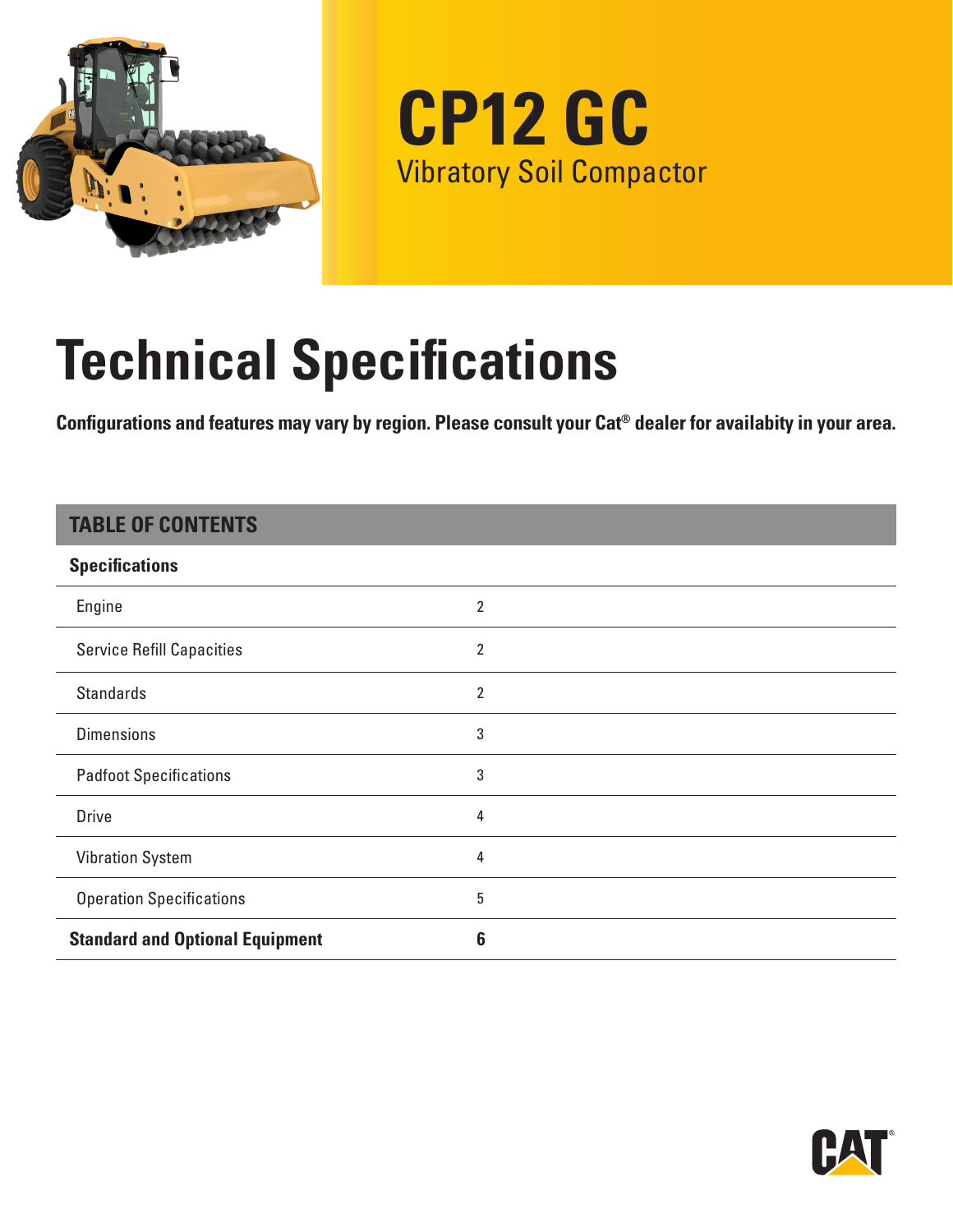# CP12 GC

Vibratory Soil Compactor

# Technical Specifications

**Configurations and features may vary by region. Please consult your Cat® dealer for availabity in your area.**

| TABLE OF CONTENTS | |
|---|---|
| **Specifications** | |
| Engine | 2 |
| Service Refill Capacities | 2 |
| Standards | 2 |
| Dimensions | 3 |
| Padfoot Specifications | 3 |
| Drive | 4 |
| Vibration System | 4 |
| Operation Specifications | 5 |
| **Standard and Optional Equipment** | **6** |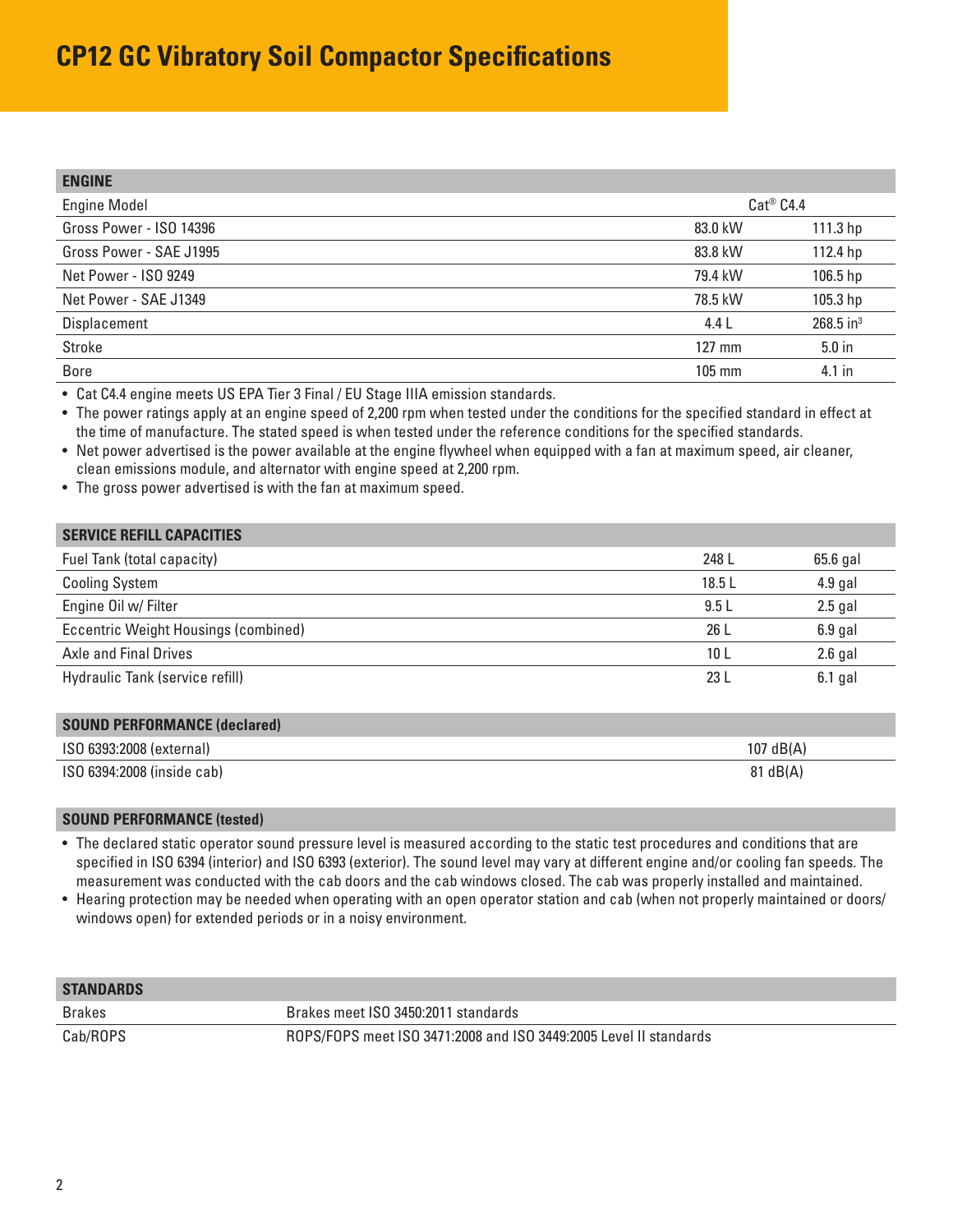# CP12 GC Vibratory Soil Compactor Specifications

| ENGINE | | |
|---|---|---|
| Engine Model | Cat® C4.4 | |
| Gross Power - ISO 14396 | 83.0 kW | 111.3 hp |
| Gross Power - SAE J1995 | 83.8 kW | 112.4 hp |
| Net Power - ISO 9249 | 79.4 kW | 106.5 hp |
| Net Power - SAE J1349 | 78.5 kW | 105.3 hp |
| Displacement | 4.4 L | 268.5 $in^3$ |
| Stroke | 127 mm | 5.0 in |
| Bore | 105 mm | 4.1 in |

- Cat C4.4 engine meets US EPA Tier 3 Final / EU Stage IIIA emission standards.
- The power ratings apply at an engine speed of 2,200 rpm when tested under the conditions for the specified standard in effect at the time of manufacture. The stated speed is when tested under the reference conditions for the specified standards.
- Net power advertised is the power available at the engine flywheel when equipped with a fan at maximum speed, air cleaner, clean emissions module, and alternator with engine speed at 2,200 rpm.
- The gross power advertised is with the fan at maximum speed.

| SERVICE REFILL CAPACITIES | | |
|---|---|---|
| Fuel Tank (total capacity) | 248 L | 65.6 gal |
| Cooling System | 18.5 L | 4.9 gal |
| Engine Oil w/ Filter | 9.5 L | 2.5 gal |
| Eccentric Weight Housings (combined) | 26 L | 6.9 gal |
| Axle and Final Drives | 10 L | 2.6 gal |
| Hydraulic Tank (service refill) | 23 L | 6.1 gal |

| SOUND PERFORMANCE (declared) | |
|---|---|
| ISO 6393:2008 (external) | 107 dB(A) |
| ISO 6394:2008 (inside cab) | 81 dB(A) |

**SOUND PERFORMANCE (tested)**

- The declared static operator sound pressure level is measured according to the static test procedures and conditions that are specified in ISO 6394 (interior) and ISO 6393 (exterior). The sound level may vary at different engine and/or cooling fan speeds. The measurement was conducted with the cab doors and the cab windows closed. The cab was properly installed and maintained.
- Hearing protection may be needed when operating with an open operator station and cab (when not properly maintained or doors/windows open) for extended periods or in a noisy environment.

| STANDARDS | |
|---|---|
| Brakes | Brakes meet ISO 3450:2011 standards |
| Cab/ROPS | ROPS/FOPS meet ISO 3471:2008 and ISO 3449:2005 Level II standards |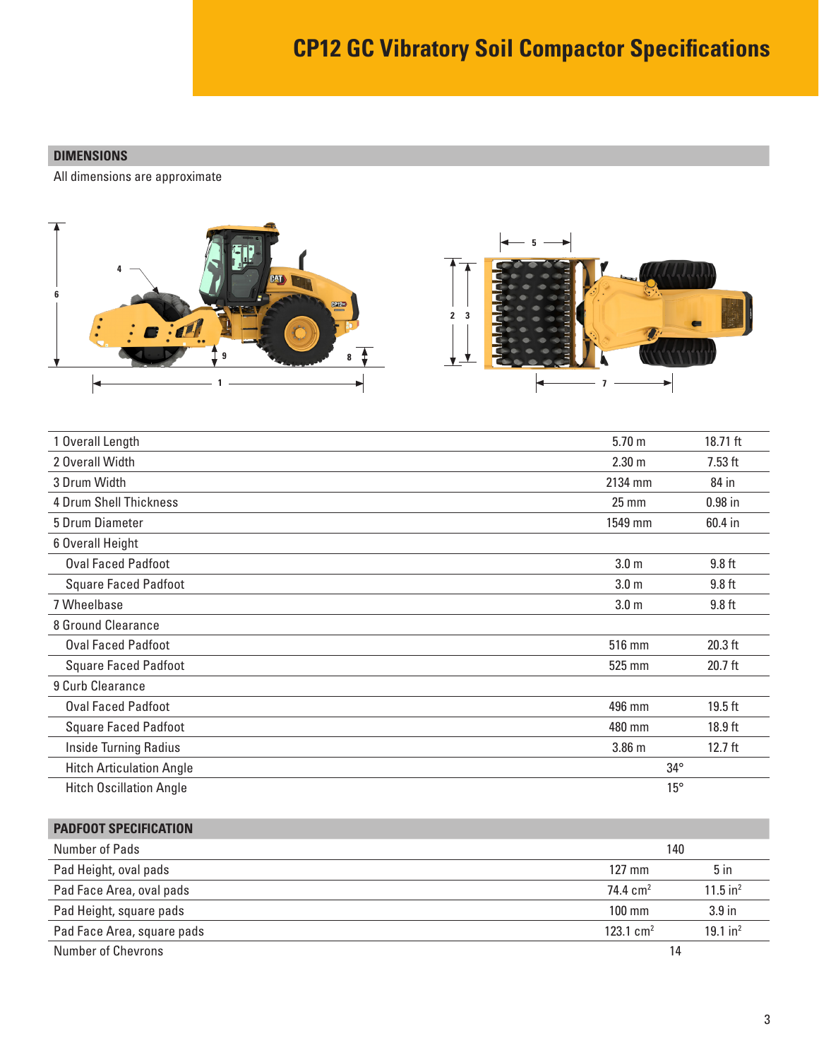# CP12 GC Vibratory Soil Compactor Specifications

## DIMENSIONS

All dimensions are approximate

| | | |
|---|---|---|
| 1 Overall Length | 5.70 m | 18.71 ft |
| 2 Overall Width | 2.30 m | 7.53 ft |
| 3 Drum Width | 2134 mm | 84 in |
| 4 Drum Shell Thickness | 25 mm | 0.98 in |
| 5 Drum Diameter | 1549 mm | 60.4 in |
| 6 Overall Height | | |
| Oval Faced Padfoot | 3.0 m | 9.8 ft |
| Square Faced Padfoot | 3.0 m | 9.8 ft |
| 7 Wheelbase | 3.0 m | 9.8 ft |
| 8 Ground Clearance | | |
| Oval Faced Padfoot | 516 mm | 20.3 ft |
| Square Faced Padfoot | 525 mm | 20.7 ft |
| 9 Curb Clearance | | |
| Oval Faced Padfoot | 496 mm | 19.5 ft |
| Square Faced Padfoot | 480 mm | 18.9 ft |
| Inside Turning Radius | 3.86 m | 12.7 ft |
| Hitch Articulation Angle | 34° | |
| Hitch Oscillation Angle | 15° | |

## PADFOOT SPECIFICATION

| | | |
|---|---|---|
| Number of Pads | 140 | |
| Pad Height, oval pads | 127 mm | 5 in |
| Pad Face Area, oval pads | 74.4 $cm^2$ | 11.5 $in^2$ |
| Pad Height, square pads | 100 mm | 3.9 in |
| Pad Face Area, square pads | 123.1 $cm^2$ | 19.1 $in^2$ |
| Number of Chevrons | 14 | |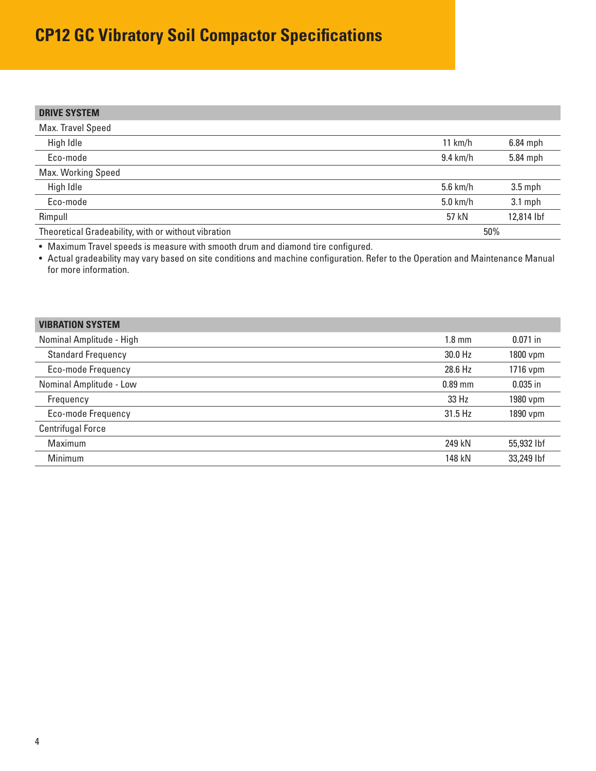# CP12 GC Vibratory Soil Compactor Specifications

| DRIVE SYSTEM | | |
|---|---|---|
| Max. Travel Speed | | |
| High Idle | 11 km/h | 6.84 mph |
| Eco-mode | 9.4 km/h | 5.84 mph |
| Max. Working Speed | | |
| High Idle | 5.6 km/h | 3.5 mph |
| Eco-mode | 5.0 km/h | 3.1 mph |
| Rimpull | 57 kN | 12,814 lbf |
| Theoretical Gradeability, with or without vibration | 50% | |

- Maximum Travel speeds is measure with smooth drum and diamond tire configured.
- Actual gradeability may vary based on site conditions and machine configuration. Refer to the Operation and Maintenance Manual for more information.

| VIBRATION SYSTEM | | |
|---|---|---|
| Nominal Amplitude - High | 1.8 mm | 0.071 in |
| Standard Frequency | 30.0 Hz | 1800 vpm |
| Eco-mode Frequency | 28.6 Hz | 1716 vpm |
| Nominal Amplitude - Low | 0.89 mm | 0.035 in |
| Frequency | 33 Hz | 1980 vpm |
| Eco-mode Frequency | 31.5 Hz | 1890 vpm |
| Centrifugal Force | | |
| Maximum | 249 kN | 55,932 lbf |
| Minimum | 148 kN | 33,249 lbf |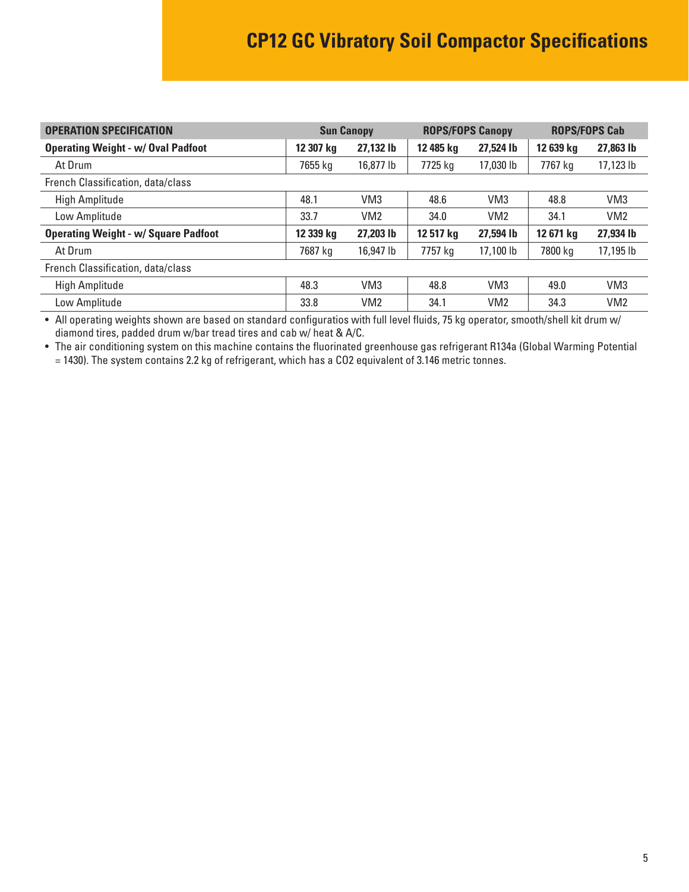# CP12 GC Vibratory Soil Compactor Specifications

| OPERATION SPECIFICATION | Sun Canopy | | ROPS/FOPS Canopy | | ROPS/FOPS Cab | |
|---|---|---|---|---|---|---|
| **Operating Weight - w/ Oval Padfoot** | **12 307 kg** | **27,132 lb** | **12 485 kg** | **27,524 lb** | **12 639 kg** | **27,863 lb** |
| At Drum | 7655 kg | 16,877 lb | 7725 kg | 17,030 lb | 7767 kg | 17,123 lb |
| French Classification, data/class | | | | | | |
| High Amplitude | 48.1 | VM3 | 48.6 | VM3 | 48.8 | VM3 |
| Low Amplitude | 33.7 | VM2 | 34.0 | VM2 | 34.1 | VM2 |
| **Operating Weight - w/ Square Padfoot** | **12 339 kg** | **27,203 lb** | **12 517 kg** | **27,594 lb** | **12 671 kg** | **27,934 lb** |
| At Drum | 7687 kg | 16,947 lb | 7757 kg | 17,100 lb | 7800 kg | 17,195 lb |
| French Classification, data/class | | | | | | |
| High Amplitude | 48.3 | VM3 | 48.8 | VM3 | 49.0 | VM3 |
| Low Amplitude | 33.8 | VM2 | 34.1 | VM2 | 34.3 | VM2 |

- All operating weights shown are based on standard configuratios with full level fluids, 75 kg operator, smooth/shell kit drum w/ diamond tires, padded drum w/bar tread tires and cab w/ heat & A/C.
- The air conditioning system on this machine contains the fluorinated greenhouse gas refrigerant R134a (Global Warming Potential = 1430). The system contains 2.2 kg of refrigerant, which has a $CO_2$ equivalent of 3.146 metric tonnes.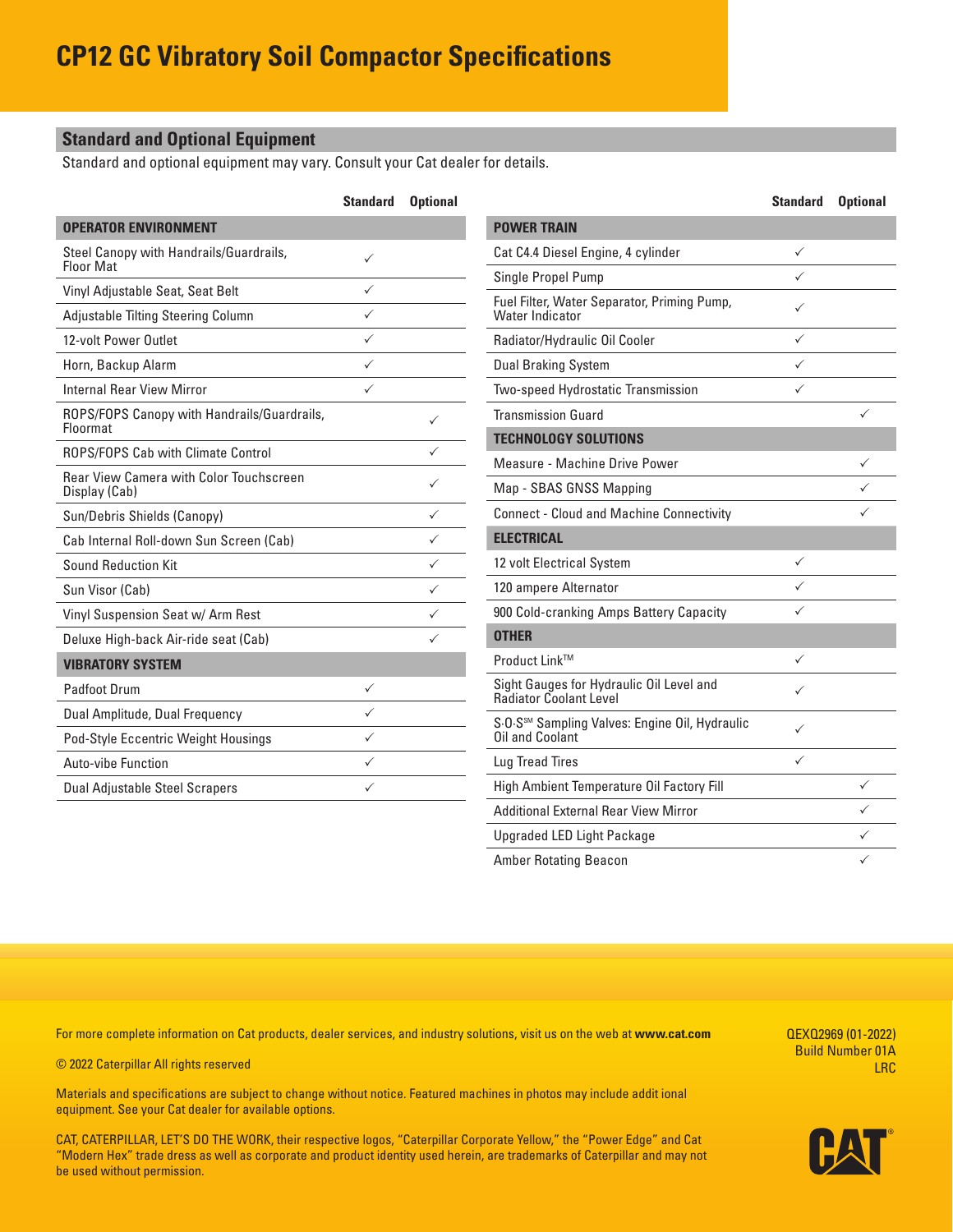# CP12 GC Vibratory Soil Compactor Specifications

## Standard and Optional Equipment

Standard and optional equipment may vary. Consult your Cat dealer for details.

| | Standard | Optional |
|---|---|---|
| **OPERATOR ENVIRONMENT** | | |
| Steel Canopy with Handrails/Guardrails, Floor Mat | ✓ | |
| Vinyl Adjustable Seat, Seat Belt | ✓ | |
| Adjustable Tilting Steering Column | ✓ | |
| 12-volt Power Outlet | ✓ | |
| Horn, Backup Alarm | ✓ | |
| Internal Rear View Mirror | ✓ | |
| ROPS/FOPS Canopy with Handrails/Guardrails, Floormat | | ✓ |
| ROPS/FOPS Cab with Climate Control | | ✓ |
| Rear View Camera with Color Touchscreen Display (Cab) | | ✓ |
| Sun/Debris Shields (Canopy) | | ✓ |
| Cab Internal Roll-down Sun Screen (Cab) | | ✓ |
| Sound Reduction Kit | | ✓ |
| Sun Visor (Cab) | | ✓ |
| Vinyl Suspension Seat w/ Arm Rest | | ✓ |
| Deluxe High-back Air-ride seat (Cab) | | ✓ |
| **VIBRATORY SYSTEM** | | |
| Padfoot Drum | ✓ | |
| Dual Amplitude, Dual Frequency | ✓ | |
| Pod-Style Eccentric Weight Housings | ✓ | |
| Auto-vibe Function | ✓ | |
| Dual Adjustable Steel Scrapers | ✓ | |

| | Standard | Optional |
|---|---|---|
| **POWER TRAIN** | | |
| Cat C4.4 Diesel Engine, 4 cylinder | ✓ | |
| Single Propel Pump | ✓ | |
| Fuel Filter, Water Separator, Priming Pump, Water Indicator | ✓ | |
| Radiator/Hydraulic Oil Cooler | ✓ | |
| Dual Braking System | ✓ | |
| Two-speed Hydrostatic Transmission | ✓ | |
| Transmission Guard | | ✓ |
| **TECHNOLOGY SOLUTIONS** | | |
| Measure - Machine Drive Power | | ✓ |
| Map - SBAS GNSS Mapping | | ✓ |
| Connect - Cloud and Machine Connectivity | | ✓ |
| **ELECTRICAL** | | |
| 12 volt Electrical System | ✓ | |
| 120 ampere Alternator | ✓ | |
| 900 Cold-cranking Amps Battery Capacity | ✓ | |
| **OTHER** | | |
| Product Link™ | ✓ | |
| Sight Gauges for Hydraulic Oil Level and Radiator Coolant Level | ✓ | |
| S·O·S℠ Sampling Valves: Engine Oil, Hydraulic Oil and Coolant | ✓ | |
| Lug Tread Tires | ✓ | |
| High Ambient Temperature Oil Factory Fill | | ✓ |
| Additional External Rear View Mirror | | ✓ |
| Upgraded LED Light Package | | ✓ |
| Amber Rotating Beacon | | ✓ |

For more complete information on Cat products, dealer services, and industry solutions, visit us on the web at **www.cat.com**

© 2022 Caterpillar All rights reserved

Materials and specifications are subject to change without notice. Featured machines in photos may include addit ional equipment. See your Cat dealer for available options.

CAT, CATERPILLAR, LET'S DO THE WORK, their respective logos, "Caterpillar Corporate Yellow," the "Power Edge" and Cat "Modern Hex" trade dress as well as corporate and product identity used herein, are trademarks of Caterpillar and may not be used without permission.

QEXQ2969 (01-2022)
Build Number 01A
LRC